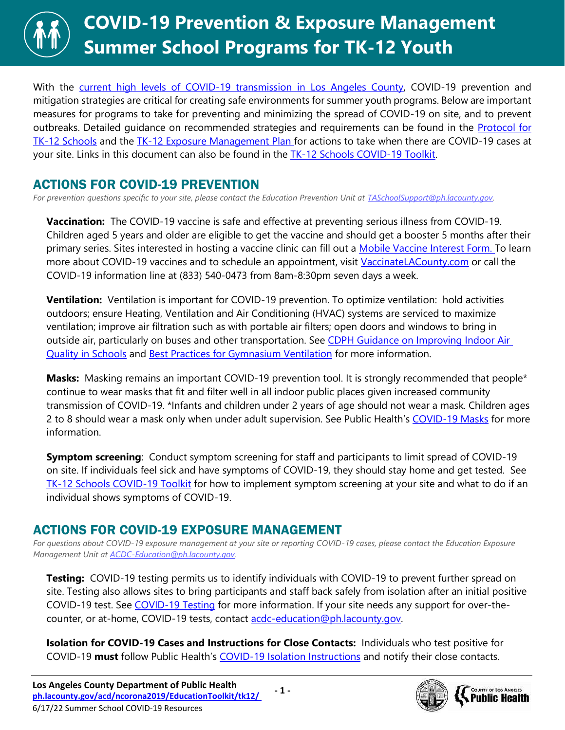# COVID-19 Prevention & Exposure Management Summer School Programs for TK-12 Youth

With the current high levels of COVID-19 transmission in Los Angeles County, COVID-19 prevention and mitigation strategies are critical for creating safe environments for summer youth programs. Below are important measures for programs to take for preventing and minimizing the spread of COVID-19 on site, and to prevent outbreaks. Detailed guidance on recommended strategies and requirements can be found in the Protocol for TK-12 Schools and the TK-12 Exposure Management Plan for actions to take when there are COVID-19 cases at your site. Links in this document can also be found in the TK-12 Schools COVID-19 Toolkit.

## ACTIONS FOR COVID-19 PREVENTION

*For prevention questions specific to your site, please contact the Education Prevention Unit at TASchoolSupport@ph.lacounty.gov.*

**Vaccination:** The COVID-19 vaccine is safe and effective at preventing serious illness from COVID-19. Children aged 5 years and older are eligible to get the vaccine and should get a booster 5 months after their primary series. Sites interested in hosting a vaccine clinic can fill out a Mobile Vaccine Interest Form. To learn more about COVID-19 vaccines and to schedule an appointment, visit VaccinateLACounty.com or call the COVID-19 information line at (833) 540-0473 from 8am-8:30pm seven days a week.

**Ventilation:** Ventilation is important for COVID-19 prevention. To optimize ventilation: hold activities outdoors; ensure Heating, Ventilation and Air Conditioning (HVAC) systems are serviced to maximize ventilation; improve air filtration such as with portable air filters; open doors and windows to bring in outside air, particularly on buses and other transportation. See CDPH Guidance on Improving Indoor Air Quality in Schools and Best Practices for Gymnasium Ventilation for more information.

**Masks:** Masking remains an important COVID-19 prevention tool. It is strongly recommended that people* continue to wear masks that fit and filter well in all indoor public places given increased community transmission of COVID-19. *Infants and children under 2 years of age should not wear a mask. Children ages 2 to 8 should wear a mask only when under adult supervision. See Public Health's COVID-19 Masks for more information.

**Symptom screening**: Conduct symptom screening for staff and participants to limit spread of COVID-19 on site. If individuals feel sick and have symptoms of COVID-19, they should stay home and get tested. See TK-12 Schools COVID-19 Toolkit for how to implement symptom screening at your site and what to do if an individual shows symptoms of COVID-19.

## ACTIONS FOR COVID-19 EXPOSURE MANAGEMENT

*For questions about COVID-19 exposure management at your site or reporting COVID-19 cases, please contact the Education Exposure Management Unit at ACDC-Education@ph.lacounty.gov.*

**Testing:** COVID-19 testing permits us to identify individuals with COVID-19 to prevent further spread on site. Testing also allows sites to bring participants and staff back safely from isolation after an initial positive COVID-19 test. See COVID-19 Testing for more information. If your site needs any support for over-the-counter, or at-home, COVID-19 tests, contact acdc-education@ph.lacounty.gov.

**Isolation for COVID-19 Cases and Instructions for Close Contacts:** Individuals who test positive for COVID-19 **must** follow Public Health's COVID-19 Isolation Instructions and notify their close contacts.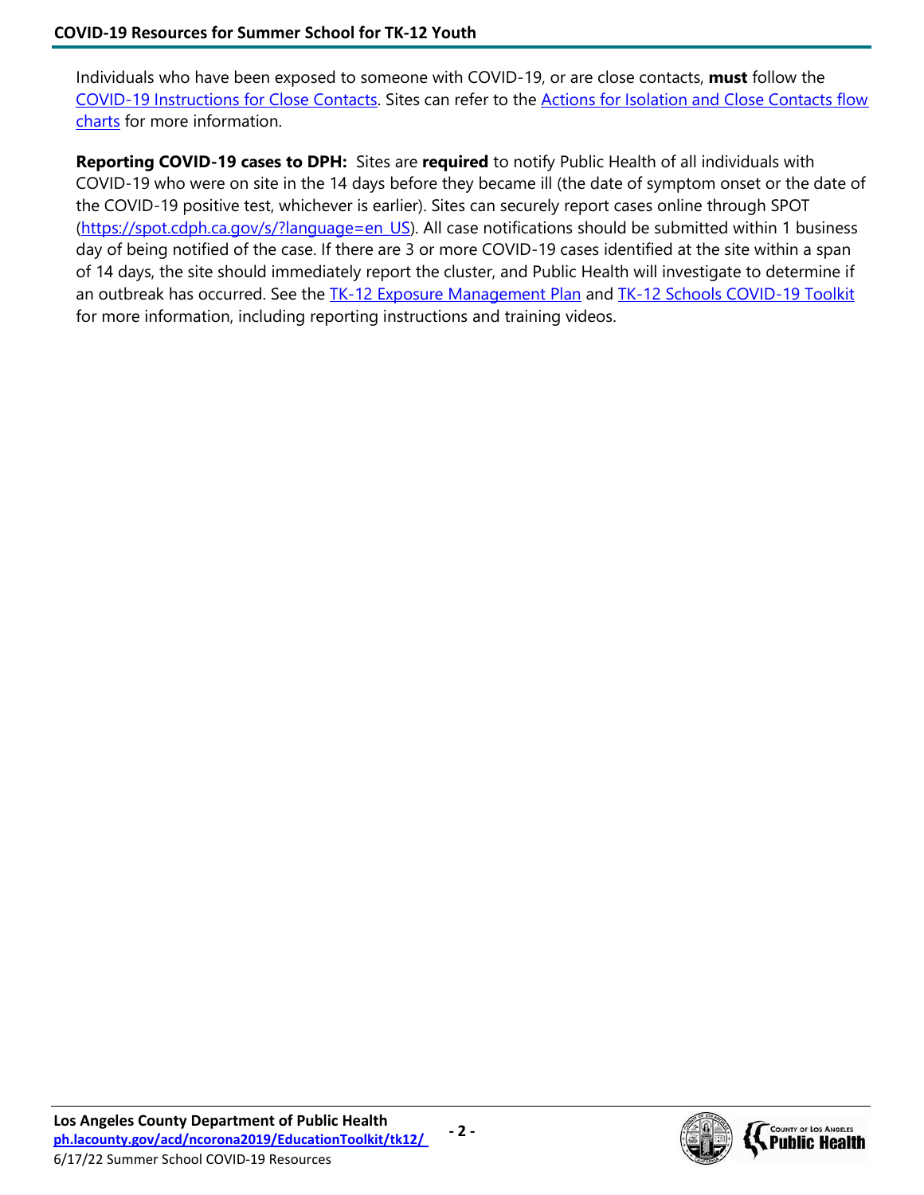Individuals who have been exposed to someone with COVID-19, or are close contacts, **must** follow the COVID-19 Instructions for Close Contacts. Sites can refer to the Actions for Isolation and Close Contacts flow charts for more information.

**Reporting COVID-19 cases to DPH:** Sites are **required** to notify Public Health of all individuals with COVID-19 who were on site in the 14 days before they became ill (the date of symptom onset or the date of the COVID-19 positive test, whichever is earlier). Sites can securely report cases online through SPOT (https://spot.cdph.ca.gov/s/?language=en_US). All case notifications should be submitted within 1 business day of being notified of the case. If there are 3 or more COVID-19 cases identified at the site within a span of 14 days, the site should immediately report the cluster, and Public Health will investigate to determine if an outbreak has occurred. See the TK-12 Exposure Management Plan and TK-12 Schools COVID-19 Toolkit for more information, including reporting instructions and training videos.